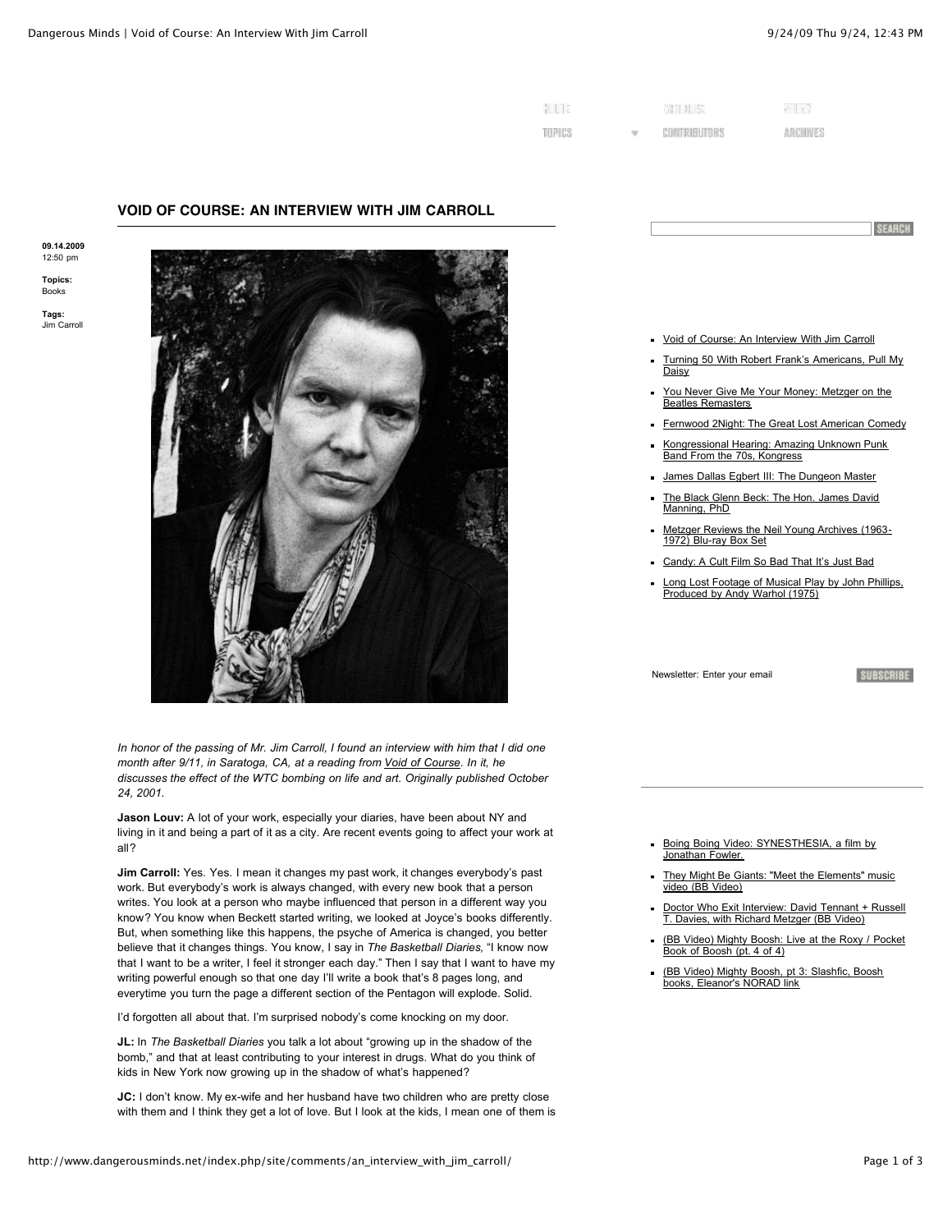## VOID OF COURSE: AN INTERVIEW WITH JIM CARROLL

**09.14.2009**
12:50 pm

**Topics:**
Books

**Tags:**
Jim Carroll

*In honor of the passing of Mr. Jim Carroll, I found an interview with him that I did one month after 9/11, in Saratoga, CA, at a reading from Void of Course. In it, he discusses the effect of the WTC bombing on life and art. Originally published October 24, 2001.*

**Jason Louv:** A lot of your work, especially your diaries, have been about NY and living in it and being a part of it as a city. Are recent events going to affect your work at all?

**Jim Carroll:** Yes. Yes. I mean it changes my past work, it changes everybody's past work. But everybody's work is always changed, with every new book that a person writes. You look at a person who maybe influenced that person in a different way you know? You know when Beckett started writing, we looked at Joyce's books differently. But, when something like this happens, the psyche of America is changed, you better believe that it changes things. You know, I say in *The Basketball Diaries,* "I know now that I want to be a writer, I feel it stronger each day." Then I say that I want to have my writing powerful enough so that one day I'll write a book that's 8 pages long, and everytime you turn the page a different section of the Pentagon will explode. Solid.

I'd forgotten all about that. I'm surprised nobody's come knocking on my door.

**JL:** In *The Basketball Diaries* you talk a lot about "growing up in the shadow of the bomb," and that at least contributing to your interest in drugs. What do you think of kids in New York now growing up in the shadow of what's happened?

**JC:** I don't know. My ex-wife and her husband have two children who are pretty close with them and I think they get a lot of love. But I look at the kids, I mean one of them is

- Void of Course: An Interview With Jim Carroll
- Turning 50 With Robert Frank's Americans, Pull My Daisy
- You Never Give Me Your Money: Metzger on the Beatles Remasters
- Fernwood 2Night: The Great Lost American Comedy
- Kongressional Hearing: Amazing Unknown Punk Band From the 70s, Kongress
- James Dallas Egbert III: The Dungeon Master
- The Black Glenn Beck: The Hon. James David Manning, PhD
- Metzger Reviews the Neil Young Archives (1963-1972) Blu-ray Box Set
- Candy: A Cult Film So Bad That It's Just Bad
- Long Lost Footage of Musical Play by John Phillips, Produced by Andy Warhol (1975)

Newsletter: Enter your email

- Boing Boing Video: SYNESTHESIA, a film by Jonathan Fowler.
- They Might Be Giants: "Meet the Elements" music video (BB Video)
- Doctor Who Exit Interview: David Tennant + Russell T. Davies, with Richard Metzger (BB Video)
- (BB Video) Mighty Boosh: Live at the Roxy / Pocket Book of Boosh (pt. 4 of 4)
- (BB Video) Mighty Boosh, pt 3: Slashfic, Boosh books, Eleanor's NORAD link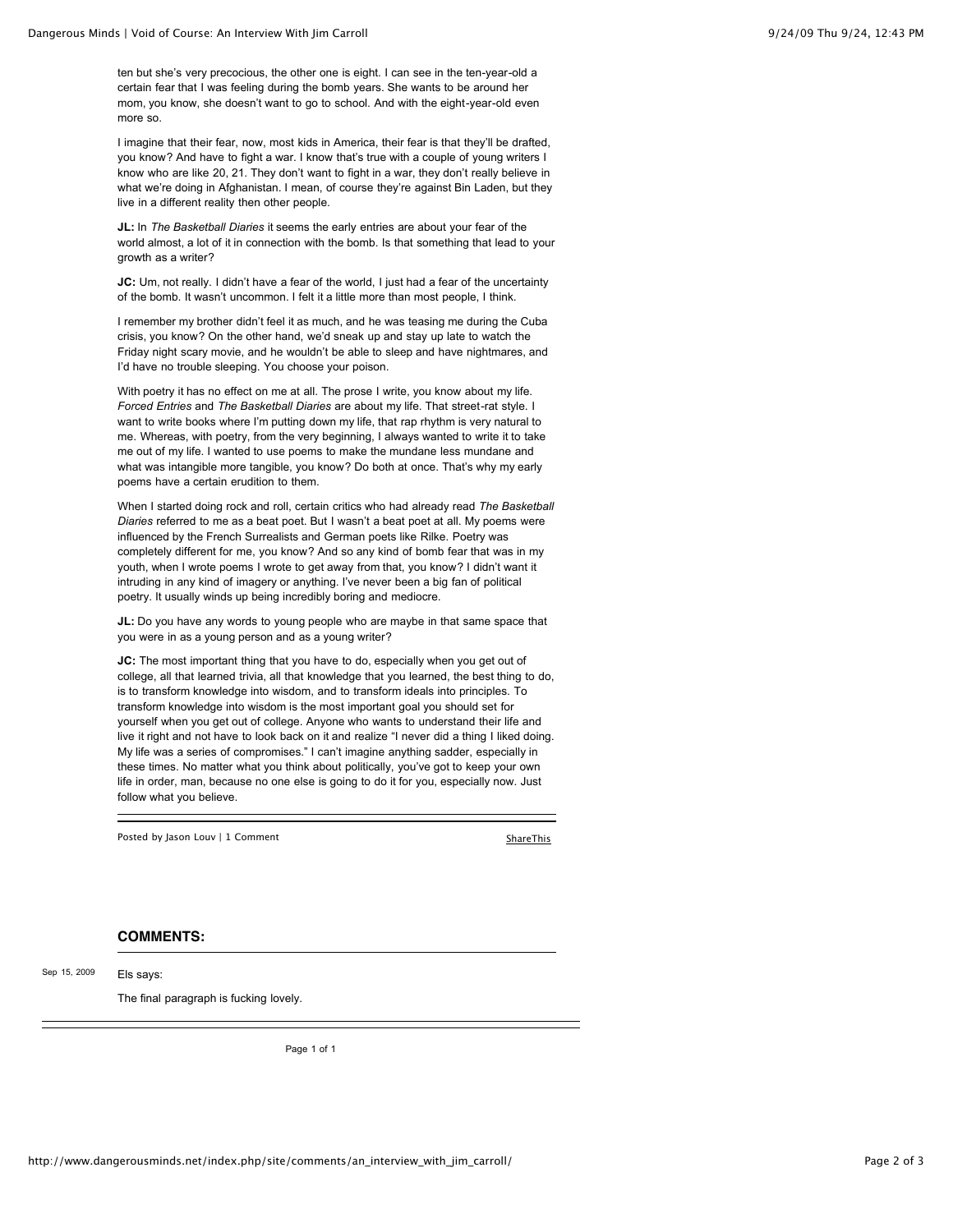ten but she's very precocious, the other one is eight. I can see in the ten-year-old a certain fear that I was feeling during the bomb years. She wants to be around her mom, you know, she doesn't want to go to school. And with the eight-year-old even more so.

I imagine that their fear, now, most kids in America, their fear is that they'll be drafted, you know? And have to fight a war. I know that's true with a couple of young writers I know who are like 20, 21. They don't want to fight in a war, they don't really believe in what we're doing in Afghanistan. I mean, of course they're against Bin Laden, but they live in a different reality then other people.

**JL:** In *The Basketball Diaries* it seems the early entries are about your fear of the world almost, a lot of it in connection with the bomb. Is that something that lead to your growth as a writer?

**JC:** Um, not really. I didn't have a fear of the world, I just had a fear of the uncertainty of the bomb. It wasn't uncommon. I felt it a little more than most people, I think.

I remember my brother didn't feel it as much, and he was teasing me during the Cuba crisis, you know? On the other hand, we'd sneak up and stay up late to watch the Friday night scary movie, and he wouldn't be able to sleep and have nightmares, and I'd have no trouble sleeping. You choose your poison.

With poetry it has no effect on me at all. The prose I write, you know about my life. *Forced Entries* and *The Basketball Diaries* are about my life. That street-rat style. I want to write books where I'm putting down my life, that rap rhythm is very natural to me. Whereas, with poetry, from the very beginning, I always wanted to write it to take me out of my life. I wanted to use poems to make the mundane less mundane and what was intangible more tangible, you know? Do both at once. That's why my early poems have a certain erudition to them.

When I started doing rock and roll, certain critics who had already read *The Basketball Diaries* referred to me as a beat poet. But I wasn't a beat poet at all. My poems were influenced by the French Surrealists and German poets like Rilke. Poetry was completely different for me, you know? And so any kind of bomb fear that was in my youth, when I wrote poems I wrote to get away from that, you know? I didn't want it intruding in any kind of imagery or anything. I've never been a big fan of political poetry. It usually winds up being incredibly boring and mediocre.

**JL:** Do you have any words to young people who are maybe in that same space that you were in as a young person and as a young writer?

**JC:** The most important thing that you have to do, especially when you get out of college, all that learned trivia, all that knowledge that you learned, the best thing to do, is to transform knowledge into wisdom, and to transform ideals into principles. To transform knowledge into wisdom is the most important goal you should set for yourself when you get out of college. Anyone who wants to understand their life and live it right and not have to look back on it and realize "I never did a thing I liked doing. My life was a series of compromises." I can't imagine anything sadder, especially in these times. No matter what you think about politically, you've got to keep your own life in order, man, because no one else is going to do it for you, especially now. Just follow what you believe.

---

Posted by Jason Louv | 1 Comment

ShareThis

### COMMENTS:

Sep 15, 2009

Els says:

The final paragraph is fucking lovely.

---

Page 1 of 1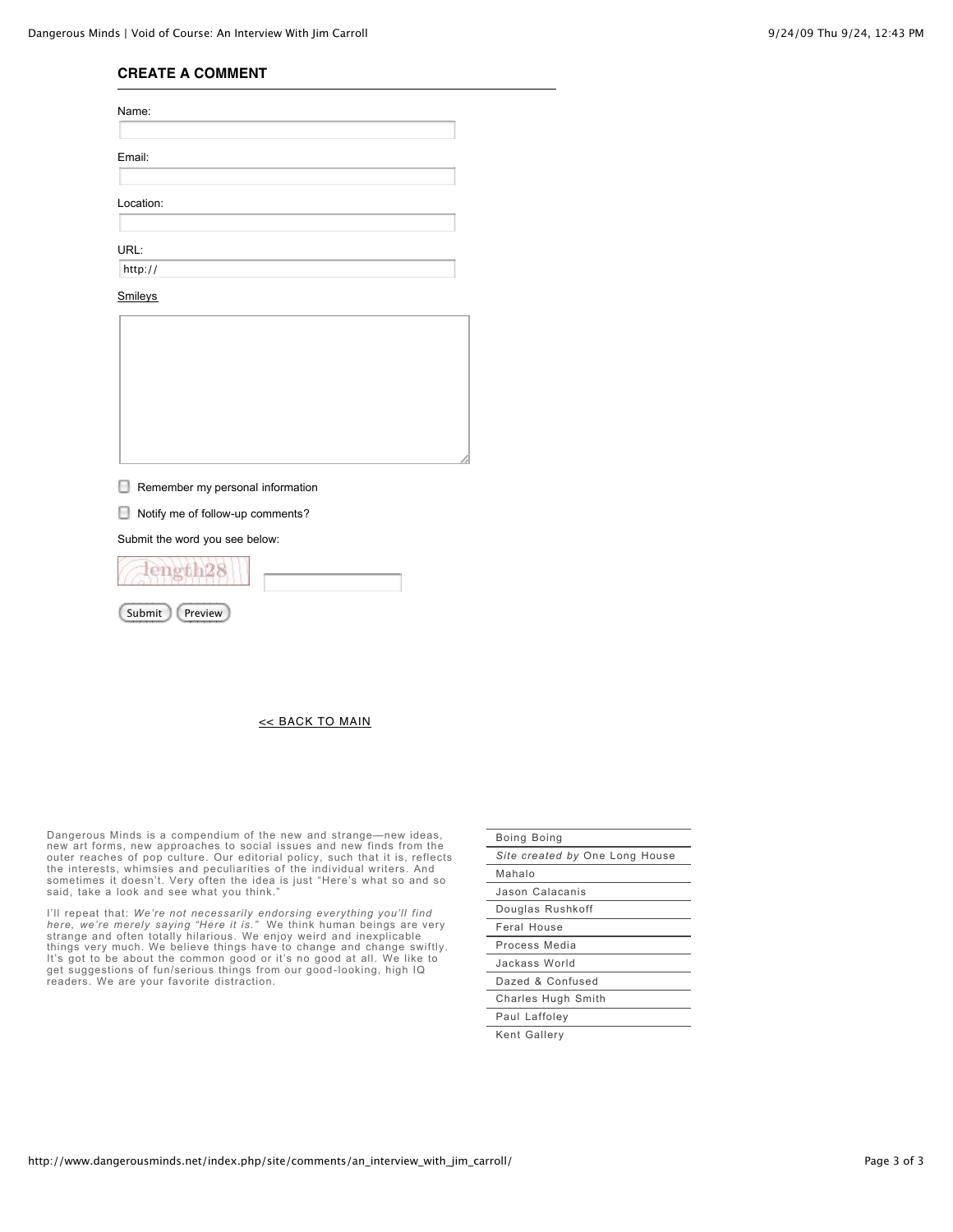## CREATE A COMMENT

Name:

Email:

Location:

URL:

http://

Smileys

Remember my personal information

Notify me of follow-up comments?

Submit the word you see below:

length28

Submit Preview

<< BACK TO MAIN

Dangerous Minds is a compendium of the new and strange—new ideas, new art forms, new approaches to social issues and new finds from the outer reaches of pop culture. Our editorial policy, such that it is, reflects the interests, whimsies and peculiarities of the individual writers. And sometimes it doesn't. Very often the idea is just "Here's what so and so said, take a look and see what you think."

I'll repeat that: *We're not necessarily endorsing everything you'll find here, we're merely saying "Here it is."* We think human beings are very strange and often totally hilarious. We enjoy weird and inexplicable things very much. We believe things have to change and change swiftly. It's got to be about the common good or it's no good at all. We like to get suggestions of fun/serious things from our good-looking, high IQ readers. We are your favorite distraction.

- Boing Boing
- *Site created by* One Long House
- Mahalo
- Jason Calacanis
- Douglas Rushkoff
- Feral House
- Process Media
- Jackass World
- Dazed & Confused
- Charles Hugh Smith
- Paul Laffoley
- Kent Gallery